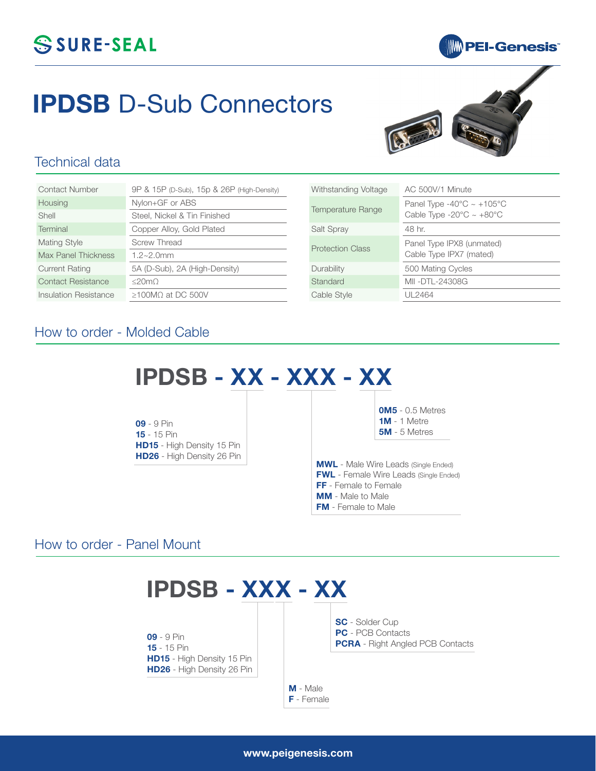SURE-SEAL

PEI-Genesis

# IPDSB D-Sub Connectors

## Technical data

| | |
|---|---|
| Contact Number | 9P & 15P (D-Sub), 15p & 26P (High-Density) |
| Housing | Nylon+GF or ABS |
| Shell | Steel, Nickel & Tin Finished |
| Terminal | Copper Alloy, Gold Plated |
| Mating Style | Screw Thread |
| Max Panel Thickness | 1.2~2.0mm |
| Current Rating | 5A (D-Sub), 2A (High-Density) |
| Contact Resistance | ≤20mΩ |
| Insulation Resistance | ≥100MΩ at DC 500V |

| | |
|---|---|
| Withstanding Voltage | AC 500V/1 Minute |
| Temperature Range | Panel Type -40°C ~ +105°C<br>Cable Type -20°C ~ +80°C |
| Salt Spray | 48 hr. |
| Protection Class | Panel Type IPX8 (unmated)<br>Cable Type IPX7 (mated) |
| Durability | 500 Mating Cycles |
| Standard | MII -DTL-24308G |
| Cable Style | UL2464 |

## How to order - Molded Cable

**IPDSB - XX - XXX - XX**

- **09** - 9 Pin
- **15** - 15 Pin
- **HD15** - High Density 15 Pin
- **HD26** - High Density 26 Pin

- **MWL** - Male Wire Leads (Single Ended)
- **FWL** - Female Wire Leads (Single Ended)
- **FF** - Female to Female
- **MM** - Male to Male
- **FM** - Female to Male

- **0M5** - 0.5 Metres
- **1M** - 1 Metre
- **5M** - 5 Metres

## How to order - Panel Mount

**IPDSB - XXX - XX**

- **09** - 9 Pin
- **15** - 15 Pin
- **HD15** - High Density 15 Pin
- **HD26** - High Density 26 Pin

- **M** - Male
- **F** - Female

- **SC** - Solder Cup
- **PC** - PCB Contacts
- **PCRA** - Right Angled PCB Contacts

www.peigenesis.com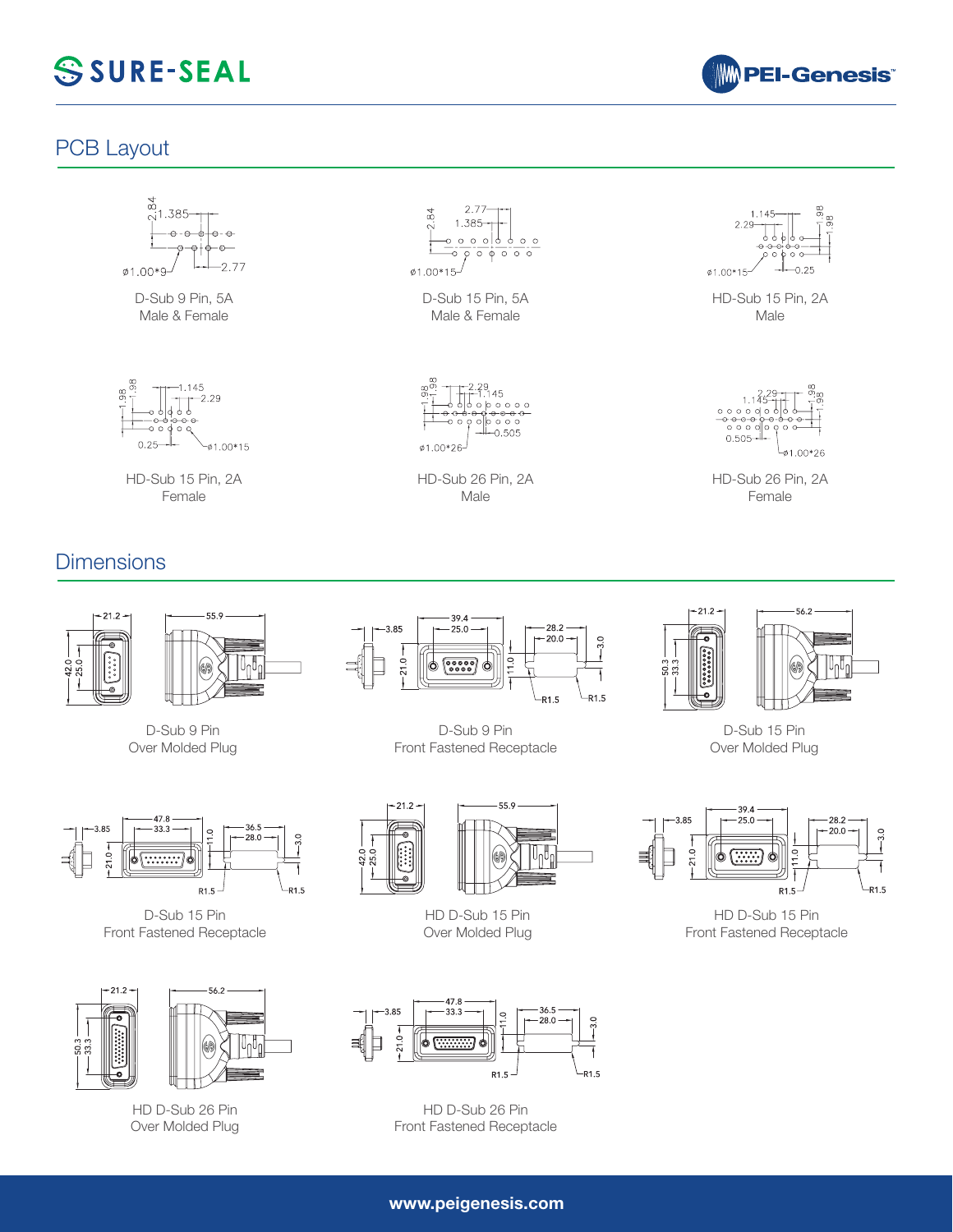## PCB Layout

2.84
1.385
ø1.00*9
2.77

D-Sub 9 Pin, 5A
Male & Female

2.84
2.77
1.385
ø1.00*15

D-Sub 15 Pin, 5A
Male & Female

1.145
2.29
1.98
1.98
ø1.00*15
0.25

HD-Sub 15 Pin, 2A
Male

1.98
1.98
1.145
2.29
0.25
ø1.00*15

HD-Sub 15 Pin, 2A
Female

1.98
1.98
2.29
1.145
0.505
ø1.00*26

HD-Sub 26 Pin, 2A
Male

2.29
1.145
1.98
1.98
0.505
ø1.00*26

HD-Sub 26 Pin, 2A
Female

## Dimensions

21.2
55.9
42.0
25.0

D-Sub 9 Pin
Over Molded Plug

3.85
39.4
25.0
28.2
20.0
21.0
11.0
3.0
R1.5
R1.5

D-Sub 9 Pin
Front Fastened Receptacle

21.2
56.2
50.3
33.3

D-Sub 15 Pin
Over Molded Plug

3.85
47.8
33.3
36.5
28.0
21.0
11.0
3.0
R1.5
R1.5

D-Sub 15 Pin
Front Fastened Receptacle

21.2
55.9
42.0
25.0

HD D-Sub 15 Pin
Over Molded Plug

3.85
39.4
25.0
28.2
20.0
21.0
11.0
3.0
R1.5
R1.5

HD D-Sub 15 Pin
Front Fastened Receptacle

21.2
56.2
50.3
33.3

HD D-Sub 26 Pin
Over Molded Plug

3.85
47.8
33.3
36.5
28.0
21.0
11.0
3.0
R1.5
R1.5

HD D-Sub 26 Pin
Front Fastened Receptacle

www.peigenesis.com